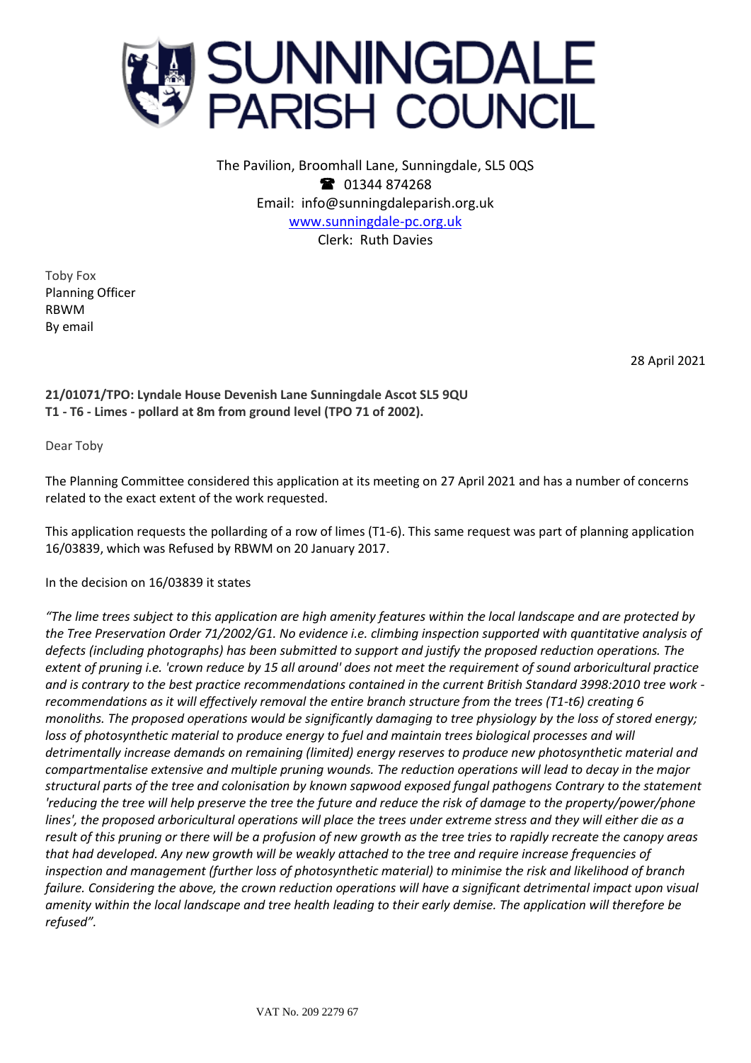# SUNNINGDALE PARISH COUNCIL

The Pavilion, Broomhall Lane, Sunningdale, SL5 0QS
☎ 01344 874268
Email: info@sunningdaleparish.org.uk
www.sunningdale-pc.org.uk
Clerk: Ruth Davies

Toby Fox
Planning Officer
RBWM
By email

28 April 2021

**21/01071/TPO: Lyndale House Devenish Lane Sunningdale Ascot SL5 9QU**
**T1 - T6 - Limes - pollard at 8m from ground level (TPO 71 of 2002).**

Dear Toby

The Planning Committee considered this application at its meeting on 27 April 2021 and has a number of concerns related to the exact extent of the work requested.

This application requests the pollarding of a row of limes (T1-6). This same request was part of planning application 16/03839, which was Refused by RBWM on 20 January 2017.

In the decision on 16/03839 it states

*"The lime trees subject to this application are high amenity features within the local landscape and are protected by the Tree Preservation Order 71/2002/G1. No evidence i.e. climbing inspection supported with quantitative analysis of defects (including photographs) has been submitted to support and justify the proposed reduction operations. The extent of pruning i.e. 'crown reduce by 15 all around' does not meet the requirement of sound arboricultural practice and is contrary to the best practice recommendations contained in the current British Standard 3998:2010 tree work - recommendations as it will effectively removal the entire branch structure from the trees (T1-t6) creating 6 monoliths. The proposed operations would be significantly damaging to tree physiology by the loss of stored energy; loss of photosynthetic material to produce energy to fuel and maintain trees biological processes and will detrimentally increase demands on remaining (limited) energy reserves to produce new photosynthetic material and compartmentalise extensive and multiple pruning wounds. The reduction operations will lead to decay in the major structural parts of the tree and colonisation by known sapwood exposed fungal pathogens Contrary to the statement 'reducing the tree will help preserve the tree the future and reduce the risk of damage to the property/power/phone lines', the proposed arboricultural operations will place the trees under extreme stress and they will either die as a result of this pruning or there will be a profusion of new growth as the tree tries to rapidly recreate the canopy areas that had developed. Any new growth will be weakly attached to the tree and require increase frequencies of inspection and management (further loss of photosynthetic material) to minimise the risk and likelihood of branch failure. Considering the above, the crown reduction operations will have a significant detrimental impact upon visual amenity within the local landscape and tree health leading to their early demise. The application will therefore be refused".*

VAT No. 209 2279 67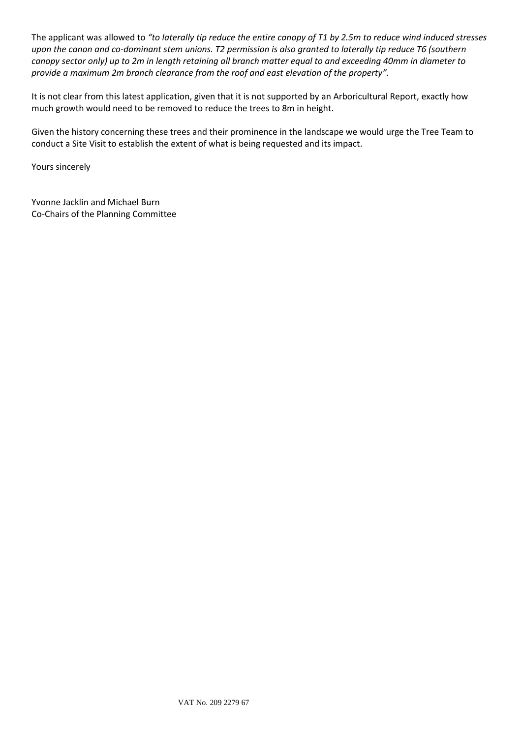The applicant was allowed to *"to laterally tip reduce the entire canopy of T1 by 2.5m to reduce wind induced stresses upon the canon and co-dominant stem unions. T2 permission is also granted to laterally tip reduce T6 (southern canopy sector only) up to 2m in length retaining all branch matter equal to and exceeding 40mm in diameter to provide a maximum 2m branch clearance from the roof and east elevation of the property".*

It is not clear from this latest application, given that it is not supported by an Arboricultural Report, exactly how much growth would need to be removed to reduce the trees to 8m in height.

Given the history concerning these trees and their prominence in the landscape we would urge the Tree Team to conduct a Site Visit to establish the extent of what is being requested and its impact.

Yours sincerely

Yvonne Jacklin and Michael Burn
Co-Chairs of the Planning Committee

VAT No. 209 2279 67